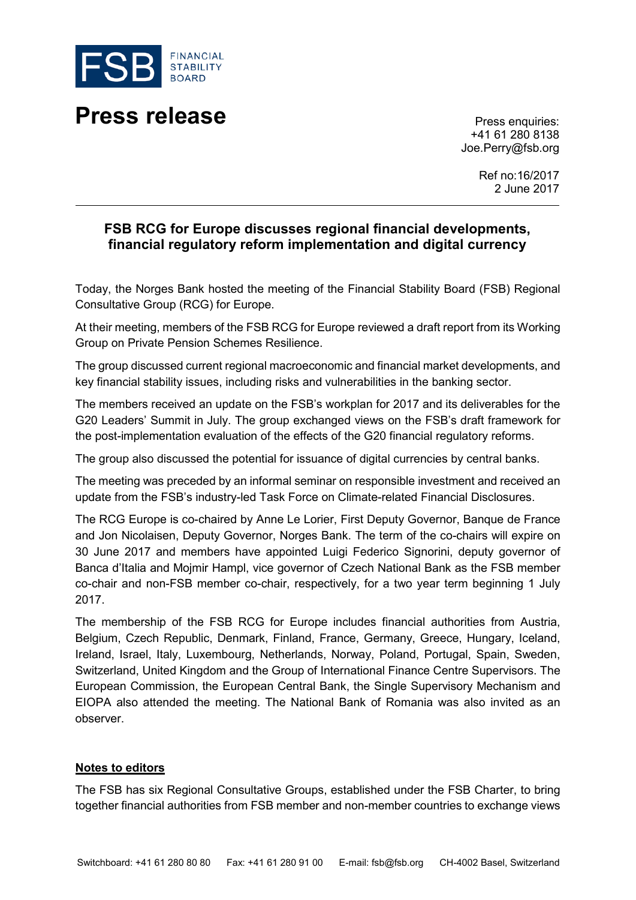FSB FINANCIAL STABILITY BOARD

# Press release

Press enquiries:
+41 61 280 8138
Joe.Perry@fsb.org

Ref no:16/2017
2 June 2017

---

## FSB RCG for Europe discusses regional financial developments, financial regulatory reform implementation and digital currency

Today, the Norges Bank hosted the meeting of the Financial Stability Board (FSB) Regional Consultative Group (RCG) for Europe.

At their meeting, members of the FSB RCG for Europe reviewed a draft report from its Working Group on Private Pension Schemes Resilience.

The group discussed current regional macroeconomic and financial market developments, and key financial stability issues, including risks and vulnerabilities in the banking sector.

The members received an update on the FSB's workplan for 2017 and its deliverables for the G20 Leaders' Summit in July. The group exchanged views on the FSB's draft framework for the post-implementation evaluation of the effects of the G20 financial regulatory reforms.

The group also discussed the potential for issuance of digital currencies by central banks.

The meeting was preceded by an informal seminar on responsible investment and received an update from the FSB's industry-led Task Force on Climate-related Financial Disclosures.

The RCG Europe is co-chaired by Anne Le Lorier, First Deputy Governor, Banque de France and Jon Nicolaisen, Deputy Governor, Norges Bank. The term of the co-chairs will expire on 30 June 2017 and members have appointed Luigi Federico Signorini, deputy governor of Banca d'Italia and Mojmir Hampl, vice governor of Czech National Bank as the FSB member co-chair and non-FSB member co-chair, respectively, for a two year term beginning 1 July 2017.

The membership of the FSB RCG for Europe includes financial authorities from Austria, Belgium, Czech Republic, Denmark, Finland, France, Germany, Greece, Hungary, Iceland, Ireland, Israel, Italy, Luxembourg, Netherlands, Norway, Poland, Portugal, Spain, Sweden, Switzerland, United Kingdom and the Group of International Finance Centre Supervisors. The European Commission, the European Central Bank, the Single Supervisory Mechanism and EIOPA also attended the meeting. The National Bank of Romania was also invited as an observer.

### Notes to editors

The FSB has six Regional Consultative Groups, established under the FSB Charter, to bring together financial authorities from FSB member and non-member countries to exchange views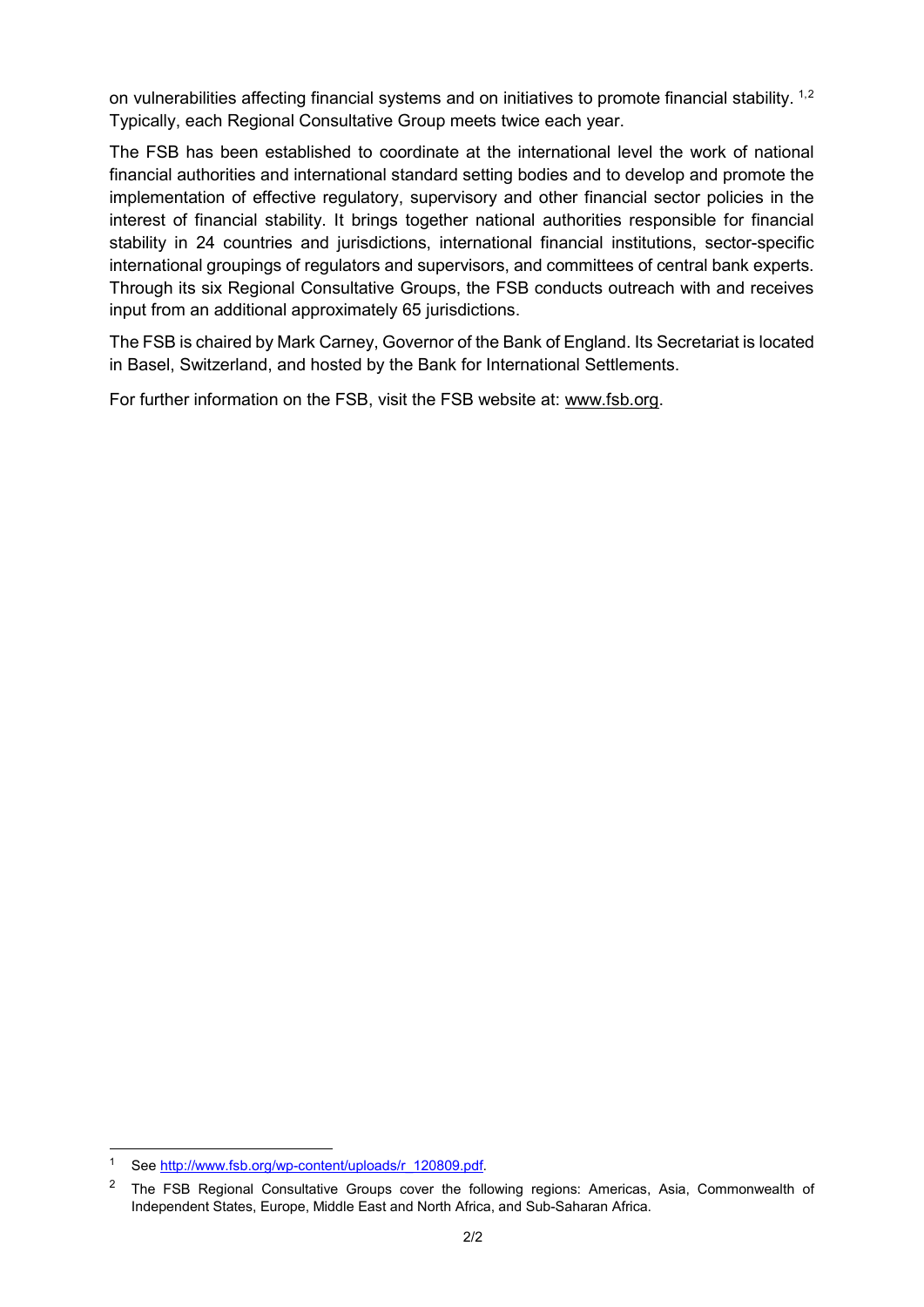on vulnerabilities affecting financial systems and on initiatives to promote financial stability. [1,2] Typically, each Regional Consultative Group meets twice each year.

The FSB has been established to coordinate at the international level the work of national financial authorities and international standard setting bodies and to develop and promote the implementation of effective regulatory, supervisory and other financial sector policies in the interest of financial stability. It brings together national authorities responsible for financial stability in 24 countries and jurisdictions, international financial institutions, sector-specific international groupings of regulators and supervisors, and committees of central bank experts. Through its six Regional Consultative Groups, the FSB conducts outreach with and receives input from an additional approximately 65 jurisdictions.

The FSB is chaired by Mark Carney, Governor of the Bank of England. Its Secretariat is located in Basel, Switzerland, and hosted by the Bank for International Settlements.

For further information on the FSB, visit the FSB website at: www.fsb.org.

---

[1] See http://www.fsb.org/wp-content/uploads/r_120809.pdf.

[2] The FSB Regional Consultative Groups cover the following regions: Americas, Asia, Commonwealth of Independent States, Europe, Middle East and North Africa, and Sub-Saharan Africa.